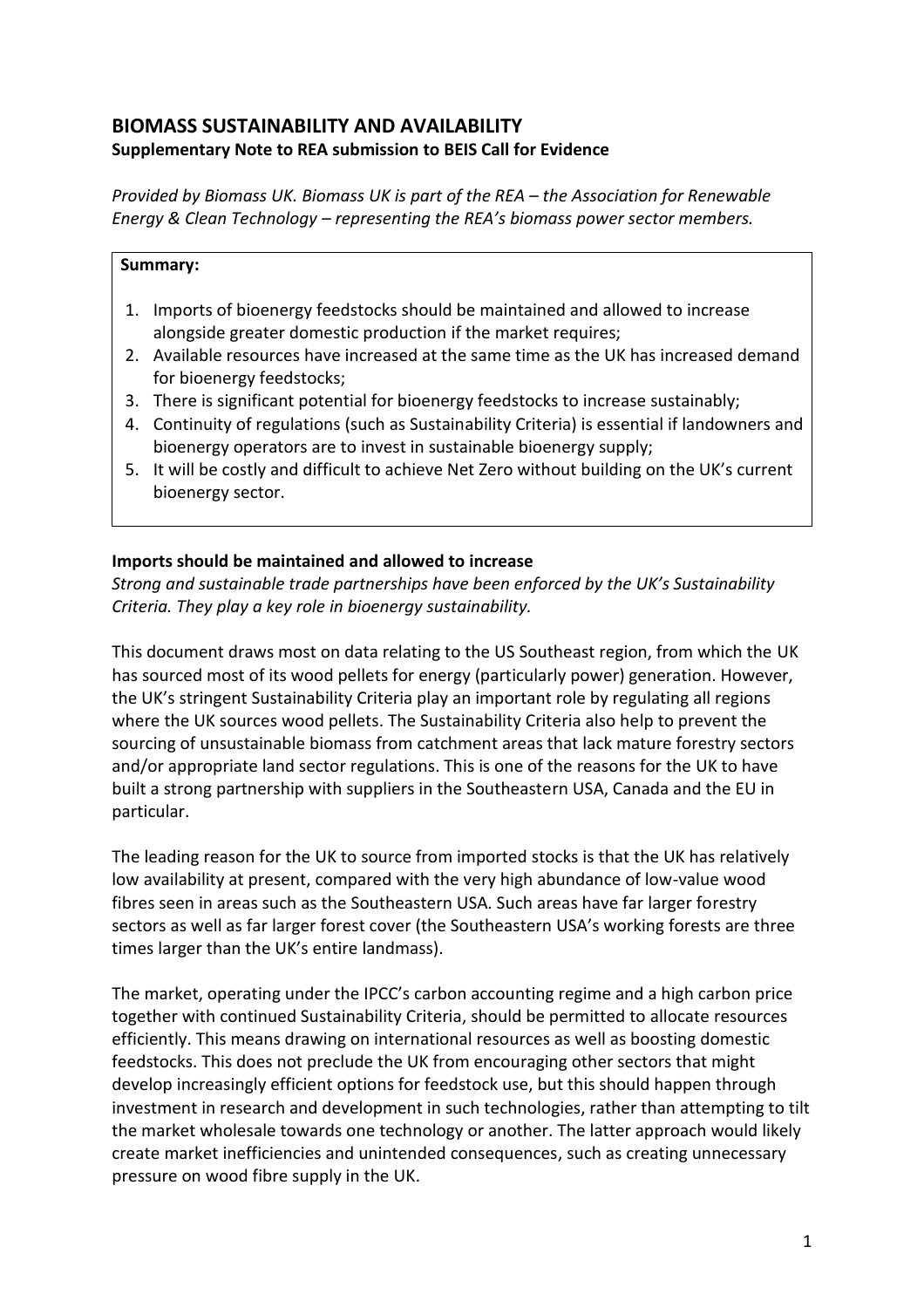# BIOMASS SUSTAINABILITY AND AVAILABILITY

**Supplementary Note to REA submission to BEIS Call for Evidence**

*Provided by Biomass UK. Biomass UK is part of the REA – the Association for Renewable Energy & Clean Technology – representing the REA's biomass power sector members.*

**Summary:**

1. Imports of bioenergy feedstocks should be maintained and allowed to increase alongside greater domestic production if the market requires;
2. Available resources have increased at the same time as the UK has increased demand for bioenergy feedstocks;
3. There is significant potential for bioenergy feedstocks to increase sustainably;
4. Continuity of regulations (such as Sustainability Criteria) is essential if landowners and bioenergy operators are to invest in sustainable bioenergy supply;
5. It will be costly and difficult to achieve Net Zero without building on the UK's current bioenergy sector.

**Imports should be maintained and allowed to increase**

*Strong and sustainable trade partnerships have been enforced by the UK's Sustainability Criteria. They play a key role in bioenergy sustainability.*

This document draws most on data relating to the US Southeast region, from which the UK has sourced most of its wood pellets for energy (particularly power) generation. However, the UK's stringent Sustainability Criteria play an important role by regulating all regions where the UK sources wood pellets. The Sustainability Criteria also help to prevent the sourcing of unsustainable biomass from catchment areas that lack mature forestry sectors and/or appropriate land sector regulations. This is one of the reasons for the UK to have built a strong partnership with suppliers in the Southeastern USA, Canada and the EU in particular.

The leading reason for the UK to source from imported stocks is that the UK has relatively low availability at present, compared with the very high abundance of low-value wood fibres seen in areas such as the Southeastern USA. Such areas have far larger forestry sectors as well as far larger forest cover (the Southeastern USA's working forests are three times larger than the UK's entire landmass).

The market, operating under the IPCC's carbon accounting regime and a high carbon price together with continued Sustainability Criteria, should be permitted to allocate resources efficiently. This means drawing on international resources as well as boosting domestic feedstocks. This does not preclude the UK from encouraging other sectors that might develop increasingly efficient options for feedstock use, but this should happen through investment in research and development in such technologies, rather than attempting to tilt the market wholesale towards one technology or another. The latter approach would likely create market inefficiencies and unintended consequences, such as creating unnecessary pressure on wood fibre supply in the UK.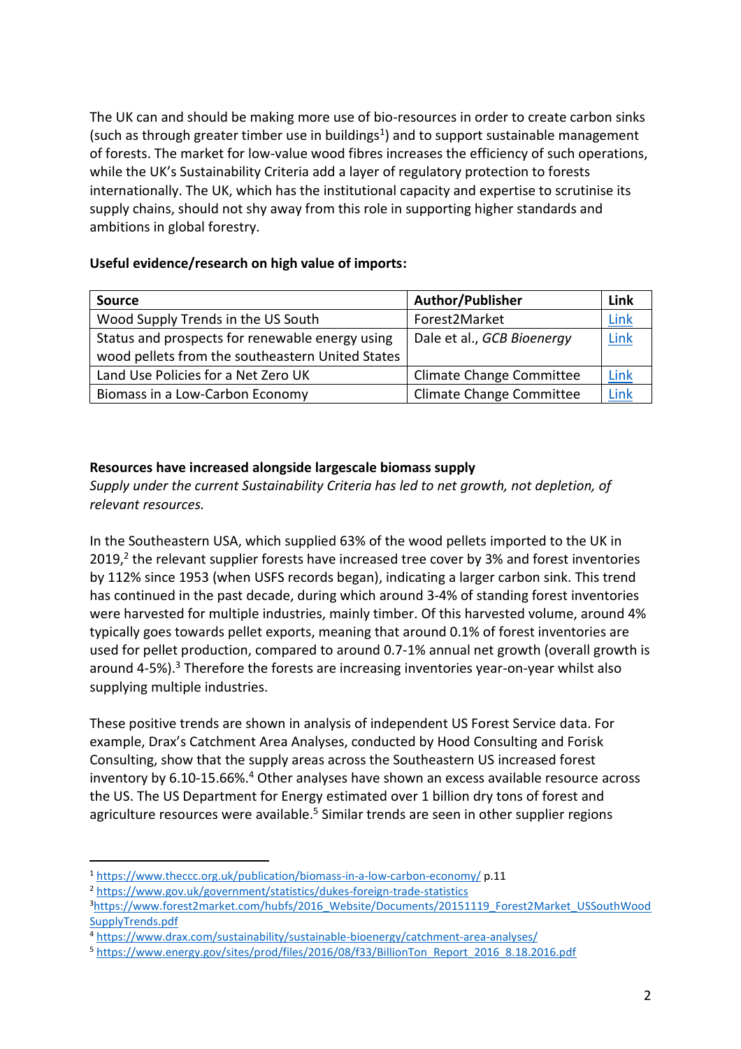The UK can and should be making more use of bio-resources in order to create carbon sinks (such as through greater timber use in buildings[1]) and to support sustainable management of forests. The market for low-value wood fibres increases the efficiency of such operations, while the UK's Sustainability Criteria add a layer of regulatory protection to forests internationally. The UK, which has the institutional capacity and expertise to scrutinise its supply chains, should not shy away from this role in supporting higher standards and ambitions in global forestry.

**Useful evidence/research on high value of imports:**

| Source | Author/Publisher | Link |
|---|---|---|
| Wood Supply Trends in the US South | Forest2Market | Link |
| Status and prospects for renewable energy using wood pellets from the southeastern United States | Dale et al., *GCB Bioenergy* | Link |
| Land Use Policies for a Net Zero UK | Climate Change Committee | Link |
| Biomass in a Low-Carbon Economy | Climate Change Committee | Link |

**Resources have increased alongside largescale biomass supply**

*Supply under the current Sustainability Criteria has led to net growth, not depletion, of relevant resources.*

In the Southeastern USA, which supplied 63% of the wood pellets imported to the UK in 2019,[2] the relevant supplier forests have increased tree cover by 3% and forest inventories by 112% since 1953 (when USFS records began), indicating a larger carbon sink. This trend has continued in the past decade, during which around 3-4% of standing forest inventories were harvested for multiple industries, mainly timber. Of this harvested volume, around 4% typically goes towards pellet exports, meaning that around 0.1% of forest inventories are used for pellet production, compared to around 0.7-1% annual net growth (overall growth is around 4-5%).[3] Therefore the forests are increasing inventories year-on-year whilst also supplying multiple industries.

These positive trends are shown in analysis of independent US Forest Service data. For example, Drax's Catchment Area Analyses, conducted by Hood Consulting and Forisk Consulting, show that the supply areas across the Southeastern US increased forest inventory by 6.10-15.66%.[4] Other analyses have shown an excess available resource across the US. The US Department for Energy estimated over 1 billion dry tons of forest and agriculture resources were available.[5] Similar trends are seen in other supplier regions

---

[1] https://www.theccc.org.uk/publication/biomass-in-a-low-carbon-economy/ p.11

[2] https://www.gov.uk/government/statistics/dukes-foreign-trade-statistics

[3] https://www.forest2market.com/hubfs/2016_Website/Documents/20151119_Forest2Market_USSouthWoodSupplyTrends.pdf

[4] https://www.drax.com/sustainability/sustainable-bioenergy/catchment-area-analyses/

[5] https://www.energy.gov/sites/prod/files/2016/08/f33/BillionTon_Report_2016_8.18.2016.pdf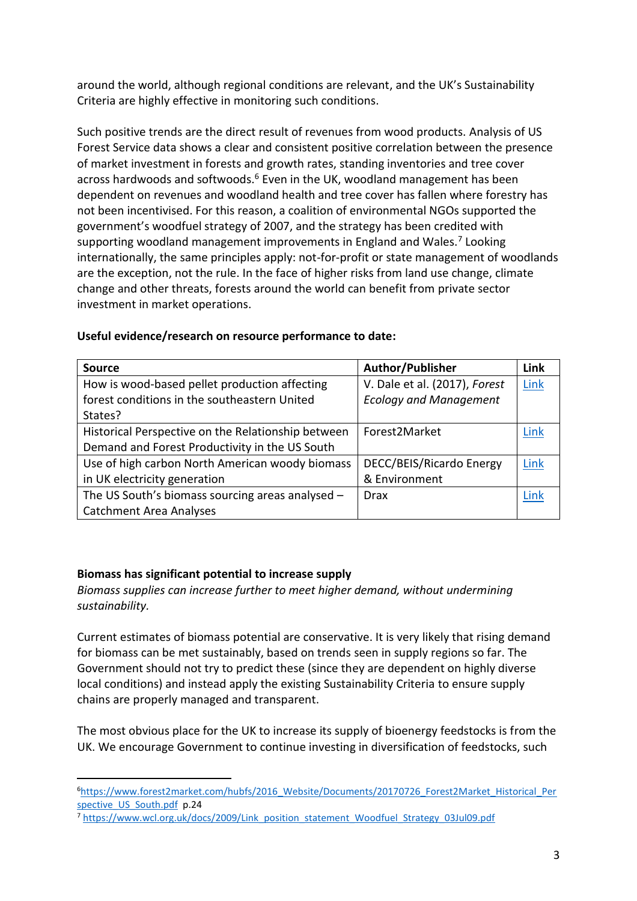around the world, although regional conditions are relevant, and the UK's Sustainability Criteria are highly effective in monitoring such conditions.

Such positive trends are the direct result of revenues from wood products. Analysis of US Forest Service data shows a clear and consistent positive correlation between the presence of market investment in forests and growth rates, standing inventories and tree cover across hardwoods and softwoods.[6] Even in the UK, woodland management has been dependent on revenues and woodland health and tree cover has fallen where forestry has not been incentivised. For this reason, a coalition of environmental NGOs supported the government's woodfuel strategy of 2007, and the strategy has been credited with supporting woodland management improvements in England and Wales.[7] Looking internationally, the same principles apply: not-for-profit or state management of woodlands are the exception, not the rule. In the face of higher risks from land use change, climate change and other threats, forests around the world can benefit from private sector investment in market operations.

**Useful evidence/research on resource performance to date:**

| Source | Author/Publisher | Link |
|---|---|---|
| How is wood-based pellet production affecting forest conditions in the southeastern United States? | V. Dale et al. (2017), *Forest Ecology and Management* | Link |
| Historical Perspective on the Relationship between Demand and Forest Productivity in the US South | Forest2Market | Link |
| Use of high carbon North American woody biomass in UK electricity generation | DECC/BEIS/Ricardo Energy & Environment | Link |
| The US South's biomass sourcing areas analysed – Catchment Area Analyses | Drax | Link |

**Biomass has significant potential to increase supply**

*Biomass supplies can increase further to meet higher demand, without undermining sustainability.*

Current estimates of biomass potential are conservative. It is very likely that rising demand for biomass can be met sustainably, based on trends seen in supply regions so far. The Government should not try to predict these (since they are dependent on highly diverse local conditions) and instead apply the existing Sustainability Criteria to ensure supply chains are properly managed and transparent.

The most obvious place for the UK to increase its supply of bioenergy feedstocks is from the UK. We encourage Government to continue investing in diversification of feedstocks, such

---

[6] https://www.forest2market.com/hubfs/2016_Website/Documents/20170726_Forest2Market_Historical_Perspective_US_South.pdf p.24

[7] https://www.wcl.org.uk/docs/2009/Link_position_statement_Woodfuel_Strategy_03Jul09.pdf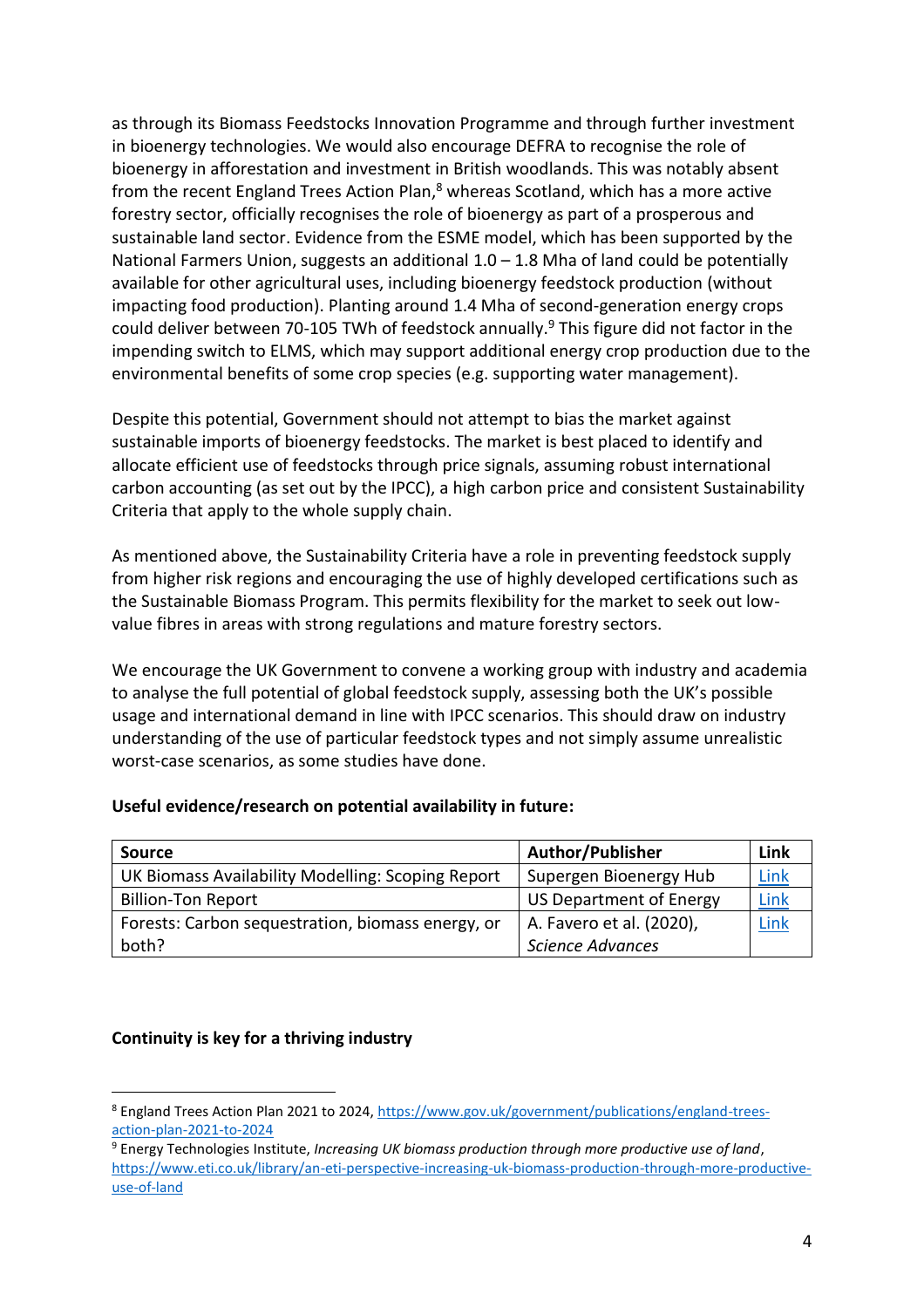as through its Biomass Feedstocks Innovation Programme and through further investment in bioenergy technologies. We would also encourage DEFRA to recognise the role of bioenergy in afforestation and investment in British woodlands. This was notably absent from the recent England Trees Action Plan,[8] whereas Scotland, which has a more active forestry sector, officially recognises the role of bioenergy as part of a prosperous and sustainable land sector. Evidence from the ESME model, which has been supported by the National Farmers Union, suggests an additional 1.0 – 1.8 Mha of land could be potentially available for other agricultural uses, including bioenergy feedstock production (without impacting food production). Planting around 1.4 Mha of second-generation energy crops could deliver between 70-105 TWh of feedstock annually.[9] This figure did not factor in the impending switch to ELMS, which may support additional energy crop production due to the environmental benefits of some crop species (e.g. supporting water management).

Despite this potential, Government should not attempt to bias the market against sustainable imports of bioenergy feedstocks. The market is best placed to identify and allocate efficient use of feedstocks through price signals, assuming robust international carbon accounting (as set out by the IPCC), a high carbon price and consistent Sustainability Criteria that apply to the whole supply chain.

As mentioned above, the Sustainability Criteria have a role in preventing feedstock supply from higher risk regions and encouraging the use of highly developed certifications such as the Sustainable Biomass Program. This permits flexibility for the market to seek out low-value fibres in areas with strong regulations and mature forestry sectors.

We encourage the UK Government to convene a working group with industry and academia to analyse the full potential of global feedstock supply, assessing both the UK's possible usage and international demand in line with IPCC scenarios. This should draw on industry understanding of the use of particular feedstock types and not simply assume unrealistic worst-case scenarios, as some studies have done.

**Useful evidence/research on potential availability in future:**

| Source | Author/Publisher | Link |
|---|---|---|
| UK Biomass Availability Modelling: Scoping Report | Supergen Bioenergy Hub | Link |
| Billion-Ton Report | US Department of Energy | Link |
| Forests: Carbon sequestration, biomass energy, or both? | A. Favero et al. (2020), *Science Advances* | Link |

**Continuity is key for a thriving industry**

---

[8] England Trees Action Plan 2021 to 2024, https://www.gov.uk/government/publications/england-trees-action-plan-2021-to-2024

[9] Energy Technologies Institute, *Increasing UK biomass production through more productive use of land*, https://www.eti.co.uk/library/an-eti-perspective-increasing-uk-biomass-production-through-more-productive-use-of-land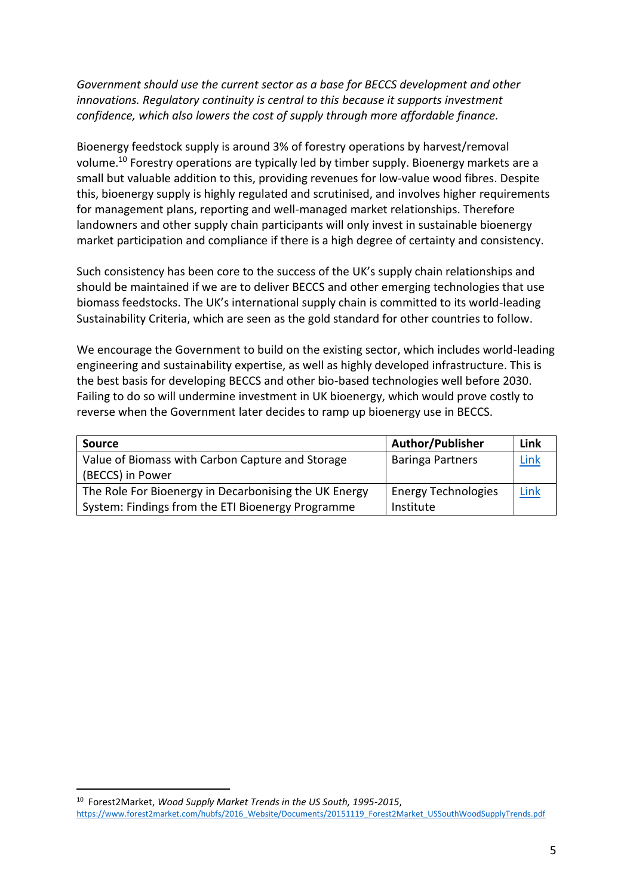*Government should use the current sector as a base for BECCS development and other innovations. Regulatory continuity is central to this because it supports investment confidence, which also lowers the cost of supply through more affordable finance.*

Bioenergy feedstock supply is around 3% of forestry operations by harvest/removal volume.[10] Forestry operations are typically led by timber supply. Bioenergy markets are a small but valuable addition to this, providing revenues for low-value wood fibres. Despite this, bioenergy supply is highly regulated and scrutinised, and involves higher requirements for management plans, reporting and well-managed market relationships. Therefore landowners and other supply chain participants will only invest in sustainable bioenergy market participation and compliance if there is a high degree of certainty and consistency.

Such consistency has been core to the success of the UK's supply chain relationships and should be maintained if we are to deliver BECCS and other emerging technologies that use biomass feedstocks. The UK's international supply chain is committed to its world-leading Sustainability Criteria, which are seen as the gold standard for other countries to follow.

We encourage the Government to build on the existing sector, which includes world-leading engineering and sustainability expertise, as well as highly developed infrastructure. This is the best basis for developing BECCS and other bio-based technologies well before 2030. Failing to do so will undermine investment in UK bioenergy, which would prove costly to reverse when the Government later decides to ramp up bioenergy use in BECCS.

| Source | Author/Publisher | Link |
|---|---|---|
| Value of Biomass with Carbon Capture and Storage (BECCS) in Power | Baringa Partners | Link |
| The Role For Bioenergy in Decarbonising the UK Energy System: Findings from the ETI Bioenergy Programme | Energy Technologies Institute | Link |

[10] Forest2Market, *Wood Supply Market Trends in the US South, 1995-2015*, https://www.forest2market.com/hubfs/2016_Website/Documents/20151119_Forest2Market_USSouthWoodSupplyTrends.pdf